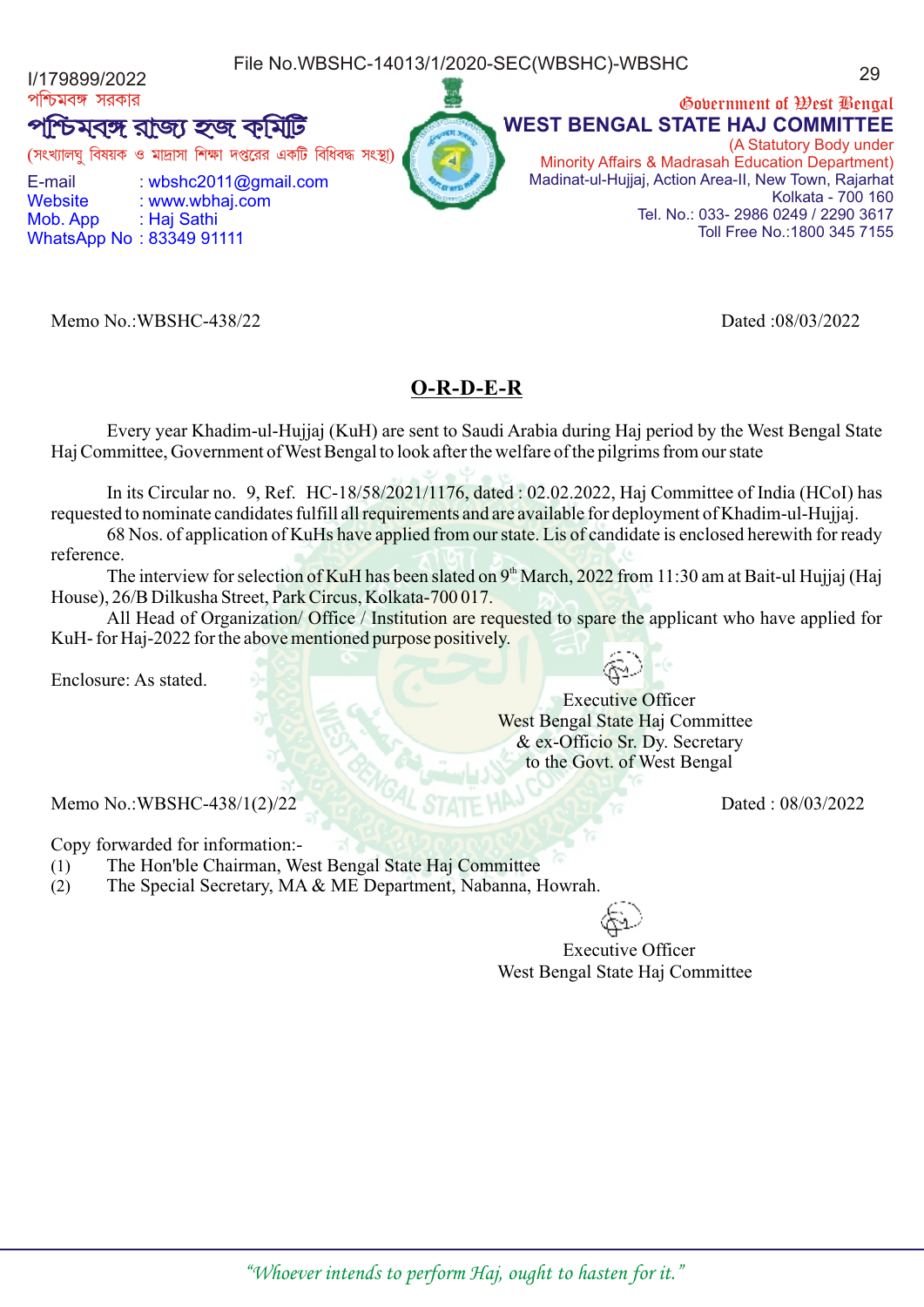File No.WBSHC-14013/1/2020-SEC(WBSHC)-WBSHC

I/179899/2022

পশ্চিমবঙ্গ সরকার

# পশ্চিমবঙ্গ রাজ্য হজ কমিটি

(সংখ্যালঘু বিষয়ক ও মাদ্রাসা শিক্ষা দপ্তরের একটি বিধিবদ্ধ সংস্থা)

E-mail : wbshc2011@gmail.com
Website : www.wbhaj.com
Mob. App : Haj Sathi
WhatsApp No : 83349 91111

Government of West Bengal

# WEST BENGAL STATE HAJ COMMITTEE

(A Statutory Body under
Minority Affairs & Madrasah Education Department)
Madinat-ul-Hujjaj, Action Area-II, New Town, Rajarhat
Kolkata - 700 160
Tel. No.: 033- 2986 0249 / 2290 3617
Toll Free No.:1800 345 7155

Memo No.:WBSHC-438/22 Dated :08/03/2022

## O-R-D-E-R

Every year Khadim-ul-Hujjaj (KuH) are sent to Saudi Arabia during Haj period by the West Bengal State Haj Committee, Government of West Bengal to look after the welfare of the pilgrims from our state

In its Circular no. 9, Ref. HC-18/58/2021/1176, dated : 02.02.2022, Haj Committee of India (HCoI) has requested to nominate candidates fulfill all requirements and are available for deployment of Khadim-ul-Hujjaj.

68 Nos. of application of KuHs have applied from our state. Lis of candidate is enclosed herewith for ready reference.

The interview for selection of KuH has been slated on 9th March, 2022 from 11:30 am at Bait-ul Hujjaj (Haj House), 26/B Dilkusha Street, Park Circus, Kolkata-700 017.

All Head of Organization/ Office / Institution are requested to spare the applicant who have applied for KuH- for Haj-2022 for the above mentioned purpose positively.

Enclosure: As stated.

Executive Officer
West Bengal State Haj Committee
& ex-Officio Sr. Dy. Secretary
to the Govt. of West Bengal

Memo No.:WBSHC-438/1(2)/22 Dated : 08/03/2022

Copy forwarded for information:-

(1) The Hon'ble Chairman, West Bengal State Haj Committee
(2) The Special Secretary, MA & ME Department, Nabanna, Howrah.

Executive Officer
West Bengal State Haj Committee

*"Whoever intends to perform Haj, ought to hasten for it."*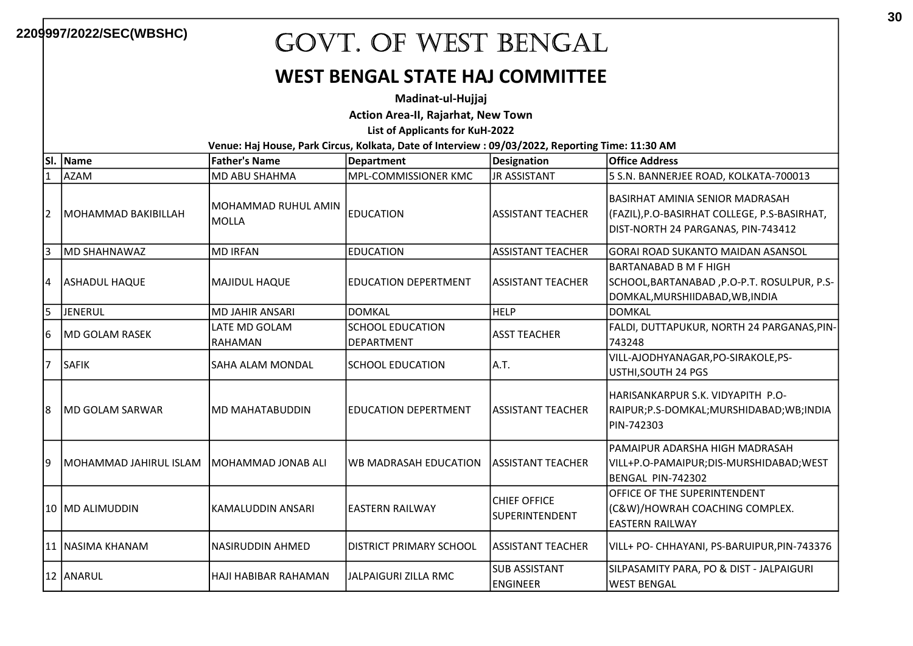2209997/2022/SEC(WBSHC)

# GOVT. OF WEST BENGAL

## WEST BENGAL STATE HAJ COMMITTEE

**Madinat-ul-Hujjaj**

**Action Area-II, Rajarhat, New Town**

**List of Applicants for KuH-2022**

**Venue: Haj House, Park Circus, Kolkata, Date of Interview : 09/03/2022, Reporting Time: 11:30 AM**

| Sl. | Name | Father's Name | Department | Designation | Office Address |
|---|---|---|---|---|---|
| 1 | AZAM | MD ABU SHAHMA | MPL-COMMISSIONER KMC | JR ASSISTANT | 5 S.N. BANNERJEE ROAD, KOLKATA-700013 |
| 2 | MOHAMMAD BAKIBILLAH | MOHAMMAD RUHUL AMIN MOLLA | EDUCATION | ASSISTANT TEACHER | BASIRHAT AMINIA SENIOR MADRASAH (FAZIL),P.O-BASIRHAT COLLEGE, P.S-BASIRHAT, DIST-NORTH 24 PARGANAS, PIN-743412 |
| 3 | MD SHAHNAWAZ | MD IRFAN | EDUCATION | ASSISTANT TEACHER | GORAI ROAD SUKANTO MAIDAN ASANSOL |
| 4 | ASHADUL HAQUE | MAJIDUL HAQUE | EDUCATION DEPERTMENT | ASSISTANT TEACHER | BARTANABAD B M F HIGH SCHOOL,BARTANABAD ,P.O-P.T. ROSULPUR, P.S-DOMKAL,MURSHIIDABAD,WB,INDIA |
| 5 | JENERUL | MD JAHIR ANSARI | DOMKAL | HELP | DOMKAL |
| 6 | MD GOLAM RASEK | LATE MD GOLAM RAHAMAN | SCHOOL EDUCATION DEPARTMENT | ASST TEACHER | FALDI, DUTTAPUKUR, NORTH 24 PARGANAS,PIN-743248 |
| 7 | SAFIK | SAHA ALAM MONDAL | SCHOOL EDUCATION | A.T. | VILL-AJODHYANAGAR,PO-SIRAKOLE,PS-USTHI,SOUTH 24 PGS |
| 8 | MD GOLAM SARWAR | MD MAHATABUDDIN | EDUCATION DEPERTMENT | ASSISTANT TEACHER | HARISANKARPUR S.K. VIDYAPITH P.O-RAIPUR;P.S-DOMKAL;MURSHIDABAD;WB;INDIA PIN-742303 |
| 9 | MOHAMMAD JAHIRUL ISLAM | MOHAMMAD JONAB ALI | WB MADRASAH EDUCATION | ASSISTANT TEACHER | PAMAIPUR ADARSHA HIGH MADRASAH VILL+P.O-PAMAIPUR;DIS-MURSHIDABAD;WEST BENGAL PIN-742302 |
| 10 | MD ALIMUDDIN | KAMALUDDIN ANSARI | EASTERN RAILWAY | CHIEF OFFICE SUPERINTENDENT | OFFICE OF THE SUPERINTENDENT (C&W)/HOWRAH COACHING COMPLEX. EASTERN RAILWAY |
| 11 | NASIMA KHANAM | NASIRUDDIN AHMED | DISTRICT PRIMARY SCHOOL | ASSISTANT TEACHER | VILL+ PO- CHHAYANI, PS-BARUIPUR,PIN-743376 |
| 12 | ANARUL | HAJI HABIBAR RAHAMAN | JALPAIGURI ZILLA RMC | SUB ASSISTANT ENGINEER | SILPASAMITY PARA, PO & DIST - JALPAIGURI WEST BENGAL |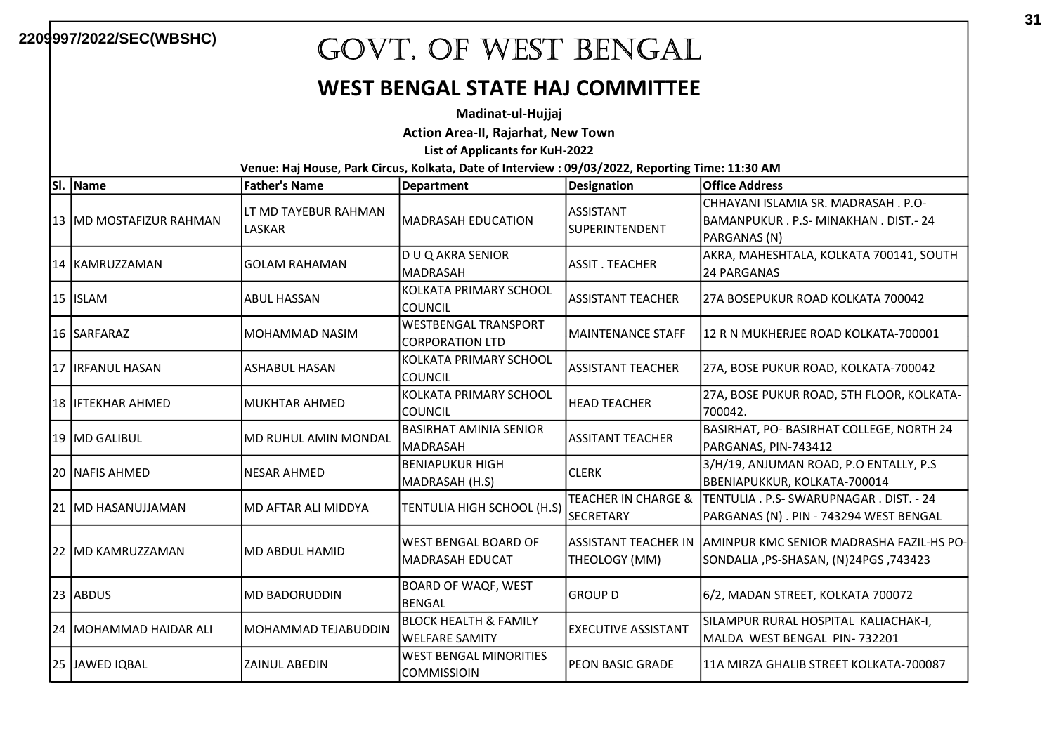2209997/2022/SEC(WBSHC)

# GOVT. OF WEST BENGAL

## WEST BENGAL STATE HAJ COMMITTEE

**Madinat-ul-Hujjaj**

**Action Area-II, Rajarhat, New Town**

**List of Applicants for KuH-2022**

**Venue: Haj House, Park Circus, Kolkata, Date of Interview : 09/03/2022, Reporting Time: 11:30 AM**

| Sl. | Name | Father's Name | Department | Designation | Office Address |
|---|---|---|---|---|---|
| 13 | MD MOSTAFIZUR RAHMAN | LT MD TAYEBUR RAHMAN LASKAR | MADRASAH EDUCATION | ASSISTANT SUPERINTENDENT | CHHAYANI ISLAMIA SR. MADRASAH . P.O- BAMANPUKUR . P.S- MINAKHAN . DIST.- 24 PARGANAS (N) |
| 14 | KAMRUZZAMAN | GOLAM RAHAMAN | D U Q AKRA SENIOR MADRASAH | ASSIT . TEACHER | AKRA, MAHESHTALA, KOLKATA 700141, SOUTH 24 PARGANAS |
| 15 | ISLAM | ABUL HASSAN | KOLKATA PRIMARY SCHOOL COUNCIL | ASSISTANT TEACHER | 27A BOSEPUKUR ROAD KOLKATA 700042 |
| 16 | SARFARAZ | MOHAMMAD NASIM | WESTBENGAL TRANSPORT CORPORATION LTD | MAINTENANCE STAFF | 12 R N MUKHERJEE ROAD KOLKATA-700001 |
| 17 | IRFANUL HASAN | ASHABUL HASAN | KOLKATA PRIMARY SCHOOL COUNCIL | ASSISTANT TEACHER | 27A, BOSE PUKUR ROAD, KOLKATA-700042 |
| 18 | IFTEKHAR AHMED | MUKHTAR AHMED | KOLKATA PRIMARY SCHOOL COUNCIL | HEAD TEACHER | 27A, BOSE PUKUR ROAD, 5TH FLOOR, KOLKATA-700042. |
| 19 | MD GALIBUL | MD RUHUL AMIN MONDAL | BASIRHAT AMINIA SENIOR MADRASAH | ASSITANT TEACHER | BASIRHAT, PO- BASIRHAT COLLEGE, NORTH 24 PARGANAS, PIN-743412 |
| 20 | NAFIS AHMED | NESAR AHMED | BENIAPUKUR HIGH MADRASAH (H.S) | CLERK | 3/H/19, ANJUMAN ROAD, P.O ENTALLY, P.S BBENIAPUKKUR, KOLKATA-700014 |
| 21 | MD HASANUJJAMAN | MD AFTAR ALI MIDDYA | TENTULIA HIGH SCHOOL (H.S) | TEACHER IN CHARGE & SECRETARY | TENTULIA . P.S- SWARUPNAGAR . DIST. - 24 PARGANAS (N) . PIN - 743294 WEST BENGAL |
| 22 | MD KAMRUZZAMAN | MD ABDUL HAMID | WEST BENGAL BOARD OF MADRASAH EDUCAT | ASSISTANT TEACHER IN THEOLOGY (MM) | AMINPUR KMC SENIOR MADRASHA FAZIL-HS PO- SONDALIA ,PS-SHASAN, (N)24PGS ,743423 |
| 23 | ABDUS | MD BADORUDDIN | BOARD OF WAQF, WEST BENGAL | GROUP D | 6/2, MADAN STREET, KOLKATA 700072 |
| 24 | MOHAMMAD HAIDAR ALI | MOHAMMAD TEJABUDDIN | BLOCK HEALTH & FAMILY WELFARE SAMITY | EXECUTIVE ASSISTANT | SILAMPUR RURAL HOSPITAL KALIACHAK-I, MALDA WEST BENGAL PIN- 732201 |
| 25 | JAWED IQBAL | ZAINUL ABEDIN | WEST BENGAL MINORITIES COMMISSIOIN | PEON BASIC GRADE | 11A MIRZA GHALIB STREET KOLKATA-700087 |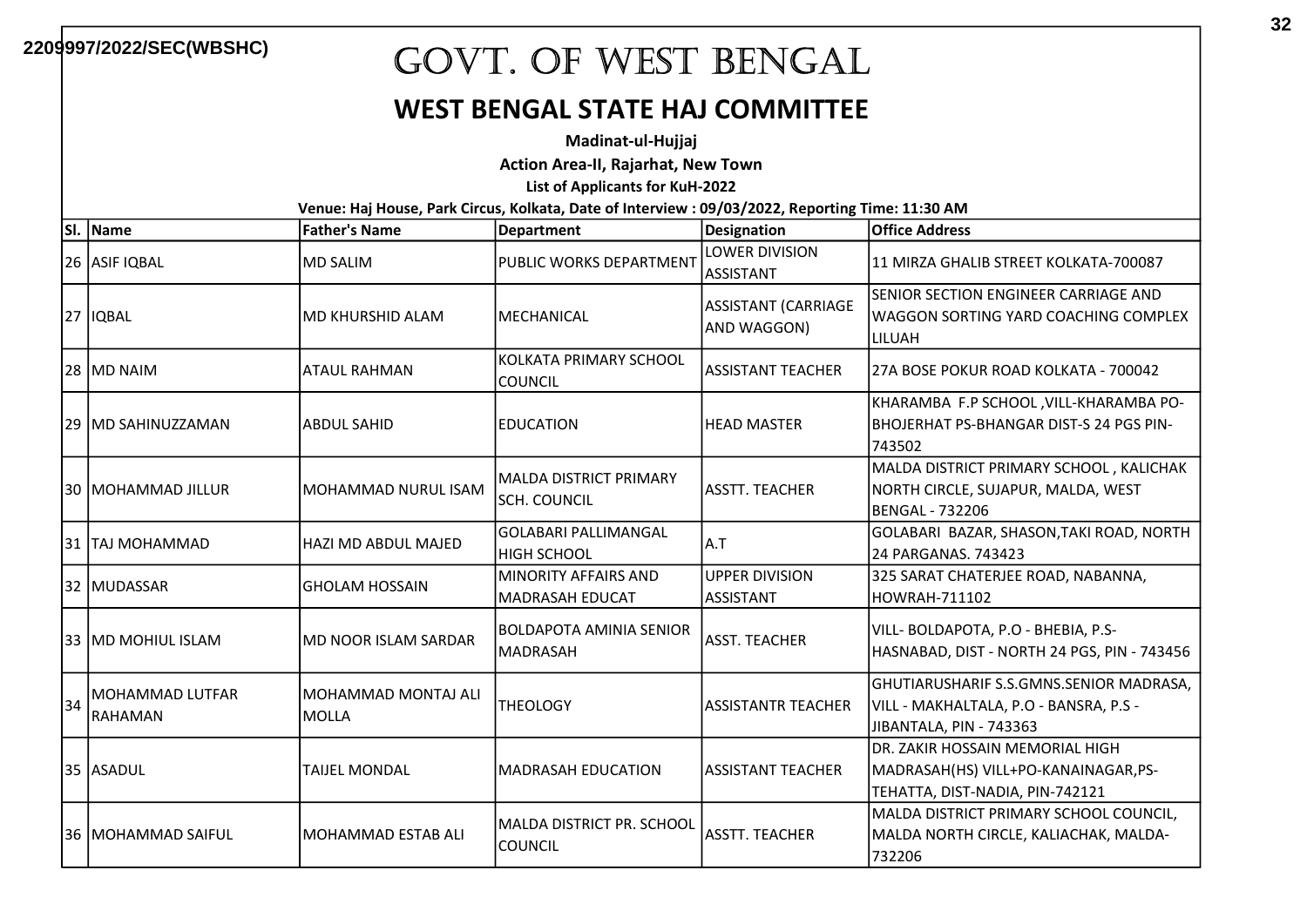2209997/2022/SEC(WBSHC)

# GOVT. OF WEST BENGAL

## WEST BENGAL STATE HAJ COMMITTEE

**Madinat-ul-Hujjaj**

**Action Area-II, Rajarhat, New Town**

**List of Applicants for KuH-2022**

**Venue: Haj House, Park Circus, Kolkata, Date of Interview : 09/03/2022, Reporting Time: 11:30 AM**

| Sl. | Name | Father's Name | Department | Designation | Office Address |
|---|---|---|---|---|---|
| 26 | ASIF IQBAL | MD SALIM | PUBLIC WORKS DEPARTMENT | LOWER DIVISION ASSISTANT | 11 MIRZA GHALIB STREET KOLKATA-700087 |
| 27 | IQBAL | MD KHURSHID ALAM | MECHANICAL | ASSISTANT (CARRIAGE AND WAGGON) | SENIOR SECTION ENGINEER CARRIAGE AND WAGGON SORTING YARD COACHING COMPLEX LILUAH |
| 28 | MD NAIM | ATAUL RAHMAN | KOLKATA PRIMARY SCHOOL COUNCIL | ASSISTANT TEACHER | 27A BOSE POKUR ROAD KOLKATA - 700042 |
| 29 | MD SAHINUZZAMAN | ABDUL SAHID | EDUCATION | HEAD MASTER | KHARAMBA F.P SCHOOL ,VILL-KHARAMBA PO-BHOJERHAT PS-BHANGAR DIST-S 24 PGS PIN-743502 |
| 30 | MOHAMMAD JILLUR | MOHAMMAD NURUL ISAM | MALDA DISTRICT PRIMARY SCH. COUNCIL | ASSTT. TEACHER | MALDA DISTRICT PRIMARY SCHOOL , KALICHAK NORTH CIRCLE, SUJAPUR, MALDA, WEST BENGAL - 732206 |
| 31 | TAJ MOHAMMAD | HAZI MD ABDUL MAJED | GOLABARI PALLIMANGAL HIGH SCHOOL | A.T | GOLABARI BAZAR, SHASON,TAKI ROAD, NORTH 24 PARGANAS. 743423 |
| 32 | MUDASSAR | GHOLAM HOSSAIN | MINORITY AFFAIRS AND MADRASAH EDUCAT | UPPER DIVISION ASSISTANT | 325 SARAT CHATERJEE ROAD, NABANNA, HOWRAH-711102 |
| 33 | MD MOHIUL ISLAM | MD NOOR ISLAM SARDAR | BOLDAPOTA AMINIA SENIOR MADRASAH | ASST. TEACHER | VILL- BOLDAPOTA, P.O - BHEBIA, P.S- HASNABAD, DIST - NORTH 24 PGS, PIN - 743456 |
| 34 | MOHAMMAD LUTFAR RAHAMAN | MOHAMMAD MONTAJ ALI MOLLA | THEOLOGY | ASSISTANTR TEACHER | GHUTIARUSHARIF S.S.GMNS.SENIOR MADRASA, VILL - MAKHALTALA, P.O - BANSRA, P.S - JIBANTALA, PIN - 743363 |
| 35 | ASADUL | TAIJEL MONDAL | MADRASAH EDUCATION | ASSISTANT TEACHER | DR. ZAKIR HOSSAIN MEMORIAL HIGH MADRASAH(HS) VILL+PO-KANAINAGAR,PS-TEHATTA, DIST-NADIA, PIN-742121 |
| 36 | MOHAMMAD SAIFUL | MOHAMMAD ESTAB ALI | MALDA DISTRICT PR. SCHOOL COUNCIL | ASSTT. TEACHER | MALDA DISTRICT PRIMARY SCHOOL COUNCIL, MALDA NORTH CIRCLE, KALIACHAK, MALDA-732206 |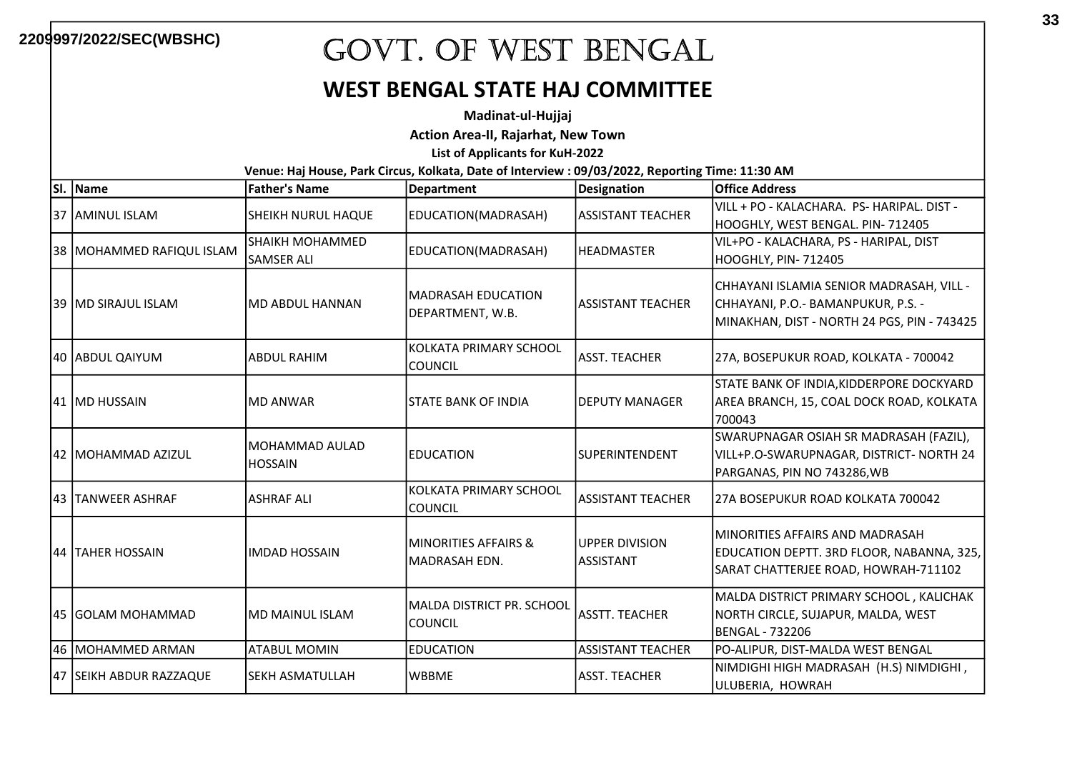2209997/2022/SEC(WBSHC)

# GOVT. OF WEST BENGAL

## WEST BENGAL STATE HAJ COMMITTEE

**Madinat-ul-Hujjaj**

**Action Area-II, Rajarhat, New Town**

**List of Applicants for KuH-2022**

**Venue: Haj House, Park Circus, Kolkata, Date of Interview : 09/03/2022, Reporting Time: 11:30 AM**

| Sl. | Name | Father's Name | Department | Designation | Office Address |
|---|---|---|---|---|---|
| 37 | AMINUL ISLAM | SHEIKH NURUL HAQUE | EDUCATION(MADRASAH) | ASSISTANT TEACHER | VILL + PO - KALACHARA. PS- HARIPAL. DIST - HOOGHLY, WEST BENGAL. PIN- 712405 |
| 38 | MOHAMMED RAFIQUL ISLAM | SHAIKH MOHAMMED SAMSER ALI | EDUCATION(MADRASAH) | HEADMASTER | VIL+PO - KALACHARA, PS - HARIPAL, DIST HOOGHLY, PIN- 712405 |
| 39 | MD SIRAJUL ISLAM | MD ABDUL HANNAN | MADRASAH EDUCATION DEPARTMENT, W.B. | ASSISTANT TEACHER | CHHAYANI ISLAMIA SENIOR MADRASAH, VILL - CHHAYANI, P.O.- BAMANPUKUR, P.S. - MINAKHAN, DIST - NORTH 24 PGS, PIN - 743425 |
| 40 | ABDUL QAIYUM | ABDUL RAHIM | KOLKATA PRIMARY SCHOOL COUNCIL | ASST. TEACHER | 27A, BOSEPUKUR ROAD, KOLKATA - 700042 |
| 41 | MD HUSSAIN | MD ANWAR | STATE BANK OF INDIA | DEPUTY MANAGER | STATE BANK OF INDIA,KIDDERPORE DOCKYARD AREA BRANCH, 15, COAL DOCK ROAD, KOLKATA 700043 |
| 42 | MOHAMMAD AZIZUL | MOHAMMAD AULAD HOSSAIN | EDUCATION | SUPERINTENDENT | SWARUPNAGAR OSIAH SR MADRASAH (FAZIL), VILL+P.O-SWARUPNAGAR, DISTRICT- NORTH 24 PARGANAS, PIN NO 743286,WB |
| 43 | TANWEER ASHRAF | ASHRAF ALI | KOLKATA PRIMARY SCHOOL COUNCIL | ASSISTANT TEACHER | 27A BOSEPUKUR ROAD KOLKATA 700042 |
| 44 | TAHER HOSSAIN | IMDAD HOSSAIN | MINORITIES AFFAIRS & MADRASAH EDN. | UPPER DIVISION ASSISTANT | MINORITIES AFFAIRS AND MADRASAH EDUCATION DEPTT. 3RD FLOOR, NABANNA, 325, SARAT CHATTERJEE ROAD, HOWRAH-711102 |
| 45 | GOLAM MOHAMMAD | MD MAINUL ISLAM | MALDA DISTRICT PR. SCHOOL COUNCIL | ASSTT. TEACHER | MALDA DISTRICT PRIMARY SCHOOL , KALICHAK NORTH CIRCLE, SUJAPUR, MALDA, WEST BENGAL - 732206 |
| 46 | MOHAMMED ARMAN | ATABUL MOMIN | EDUCATION | ASSISTANT TEACHER | PO-ALIPUR, DIST-MALDA WEST BENGAL |
| 47 | SEIKH ABDUR RAZZAQUE | SEKH ASMATULLAH | WBBME | ASST. TEACHER | NIMDIGHI HIGH MADRASAH (H.S) NIMDIGHI , ULUBERIA, HOWRAH |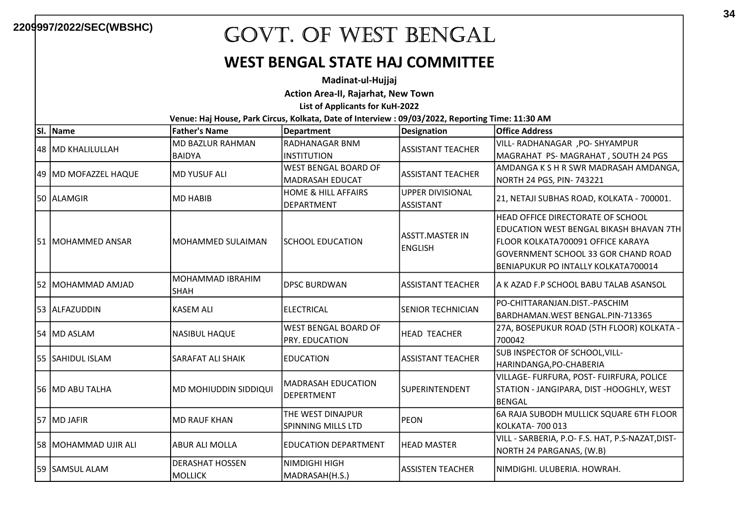2209997/2022/SEC(WBSHC)

# GOVT. OF WEST BENGAL

## WEST BENGAL STATE HAJ COMMITTEE

**Madinat-ul-Hujjaj**

**Action Area-II, Rajarhat, New Town**

**List of Applicants for KuH-2022**

**Venue: Haj House, Park Circus, Kolkata, Date of Interview : 09/03/2022, Reporting Time: 11:30 AM**

| Sl. | Name | Father's Name | Department | Designation | Office Address |
|---|---|---|---|---|---|
| 48 | MD KHALILULLAH | MD BAZLUR RAHMAN BAIDYA | RADHANAGAR BNM INSTITUTION | ASSISTANT TEACHER | VILL- RADHANAGAR ,PO- SHYAMPUR MAGRAHAT PS- MAGRAHAT , SOUTH 24 PGS |
| 49 | MD MOFAZZEL HAQUE | MD YUSUF ALI | WEST BENGAL BOARD OF MADRASAH EDUCAT | ASSISTANT TEACHER | AMDANGA K S H R SWR MADRASAH AMDANGA, NORTH 24 PGS, PIN- 743221 |
| 50 | ALAMGIR | MD HABIB | HOME & HILL AFFAIRS DEPARTMENT | UPPER DIVISIONAL ASSISTANT | 21, NETAJI SUBHAS ROAD, KOLKATA - 700001. |
| 51 | MOHAMMED ANSAR | MOHAMMED SULAIMAN | SCHOOL EDUCATION | ASSTT.MASTER IN ENGLISH | HEAD OFFICE DIRECTORATE OF SCHOOL EDUCATION WEST BENGAL BIKASH BHAVAN 7TH FLOOR KOLKATA700091 OFFICE KARAYA GOVERNMENT SCHOOL 33 GOR CHAND ROAD BENIAPUKUR PO INTALLY KOLKATA700014 |
| 52 | MOHAMMAD AMJAD | MOHAMMAD IBRAHIM SHAH | DPSC BURDWAN | ASSISTANT TEACHER | A K AZAD F.P SCHOOL BABU TALAB ASANSOL |
| 53 | ALFAZUDDIN | KASEM ALI | ELECTRICAL | SENIOR TECHNICIAN | PO-CHITTARANJAN.DIST.-PASCHIM BARDHAMAN.WEST BENGAL.PIN-713365 |
| 54 | MD ASLAM | NASIBUL HAQUE | WEST BENGAL BOARD OF PRY. EDUCATION | HEAD TEACHER | 27A, BOSEPUKUR ROAD (5TH FLOOR) KOLKATA - 700042 |
| 55 | SAHIDUL ISLAM | SARAFAT ALI SHAIK | EDUCATION | ASSISTANT TEACHER | SUB INSPECTOR OF SCHOOL,VILL-HARINDANGA,PO-CHABERIA |
| 56 | MD ABU TALHA | MD MOHIUDDIN SIDDIQUI | MADRASAH EDUCATION DEPERTMENT | SUPERINTENDENT | VILLAGE- FURFURA, POST- FUIRFURA, POLICE STATION - JANGIPARA, DIST -HOOGHLY, WEST BENGAL |
| 57 | MD JAFIR | MD RAUF KHAN | THE WEST DINAJPUR SPINNING MILLS LTD | PEON | 6A RAJA SUBODH MULLICK SQUARE 6TH FLOOR KOLKATA- 700 013 |
| 58 | MOHAMMAD UJIR ALI | ABUR ALI MOLLA | EDUCATION DEPARTMENT | HEAD MASTER | VILL - SARBERIA, P.O- F.S. HAT, P.S-NAZAT,DIST-NORTH 24 PARGANAS, (W.B) |
| 59 | SAMSUL ALAM | DERASHAT HOSSEN MOLLICK | NIMDIGHI HIGH MADRASAH(H.S.) | ASSISTEN TEACHER | NIMDIGHI. ULUBERIA. HOWRAH. |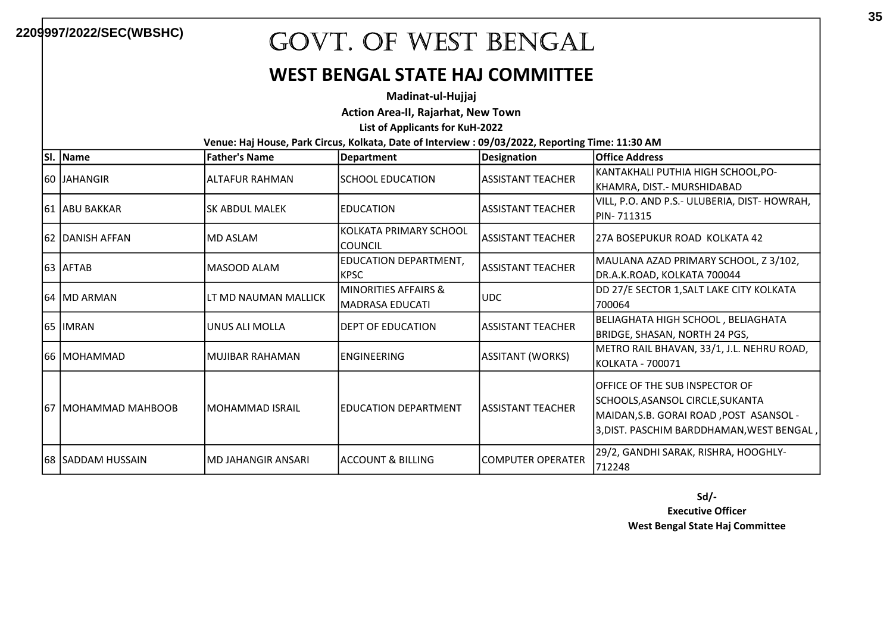2209997/2022/SEC(WBSHC)

# GOVT. OF WEST BENGAL

## WEST BENGAL STATE HAJ COMMITTEE

**Madinat-ul-Hujjaj**

**Action Area-II, Rajarhat, New Town**

**List of Applicants for KuH-2022**

**Venue: Haj House, Park Circus, Kolkata, Date of Interview : 09/03/2022, Reporting Time: 11:30 AM**

| Sl. | Name | Father's Name | Department | Designation | Office Address |
|---|---|---|---|---|---|
| 60 | JAHANGIR | ALTAFUR RAHMAN | SCHOOL EDUCATION | ASSISTANT TEACHER | KANTAKHALI PUTHIA HIGH SCHOOL,PO- KHAMRA, DIST.- MURSHIDABAD |
| 61 | ABU BAKKAR | SK ABDUL MALEK | EDUCATION | ASSISTANT TEACHER | VILL, P.O. AND P.S.- ULUBERIA, DIST- HOWRAH, PIN- 711315 |
| 62 | DANISH AFFAN | MD ASLAM | KOLKATA PRIMARY SCHOOL COUNCIL | ASSISTANT TEACHER | 27A BOSEPUKUR ROAD KOLKATA 42 |
| 63 | AFTAB | MASOOD ALAM | EDUCATION DEPARTMENT, KPSC | ASSISTANT TEACHER | MAULANA AZAD PRIMARY SCHOOL, Z 3/102, DR.A.K.ROAD, KOLKATA 700044 |
| 64 | MD ARMAN | LT MD NAUMAN MALLICK | MINORITIES AFFAIRS & MADRASA EDUCATI | UDC | DD 27/E SECTOR 1,SALT LAKE CITY KOLKATA 700064 |
| 65 | IMRAN | UNUS ALI MOLLA | DEPT OF EDUCATION | ASSISTANT TEACHER | BELIAGHATA HIGH SCHOOL , BELIAGHATA BRIDGE, SHASAN, NORTH 24 PGS, |
| 66 | MOHAMMAD | MUJIBAR RAHAMAN | ENGINEERING | ASSITANT (WORKS) | METRO RAIL BHAVAN, 33/1, J.L. NEHRU ROAD, KOLKATA - 700071 |
| 67 | MOHAMMAD MAHBOOB | MOHAMMAD ISRAIL | EDUCATION DEPARTMENT | ASSISTANT TEACHER | OFFICE OF THE SUB INSPECTOR OF SCHOOLS,ASANSOL CIRCLE,SUKANTA MAIDAN,S.B. GORAI ROAD ,POST ASANSOL -3,DIST. PASCHIM BARDDHAMAN,WEST BENGAL , |
| 68 | SADDAM HUSSAIN | MD JAHANGIR ANSARI | ACCOUNT & BILLING | COMPUTER OPERATER | 29/2, GANDHI SARAK, RISHRA, HOOGHLY-712248 |

**Sd/-**
**Executive Officer**
**West Bengal State Haj Committee**